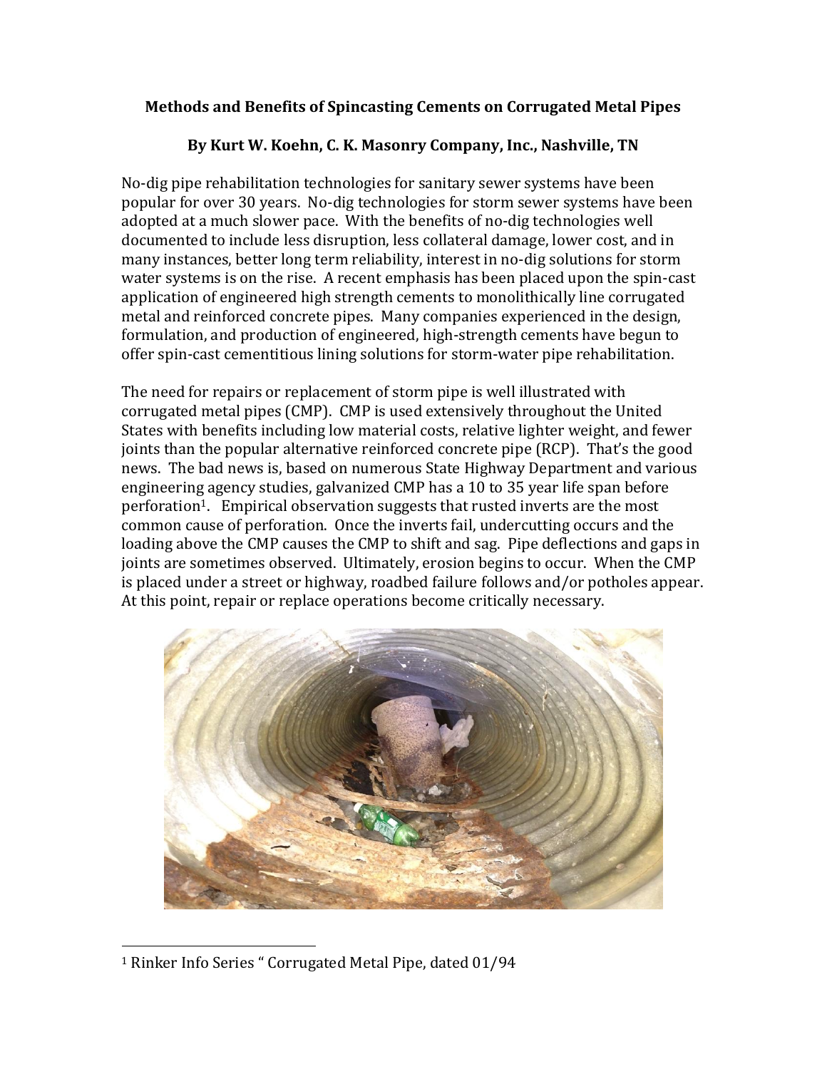**Methods and Benefits of Spincasting Cements on Corrugated Metal Pipes**

**By Kurt W. Koehn, C. K. Masonry Company, Inc., Nashville, TN**

No-dig pipe rehabilitation technologies for sanitary sewer systems have been popular for over 30 years. No-dig technologies for storm sewer systems have been adopted at a much slower pace. With the benefits of no-dig technologies well documented to include less disruption, less collateral damage, lower cost, and in many instances, better long term reliability, interest in no-dig solutions for storm water systems is on the rise. A recent emphasis has been placed upon the spin-cast application of engineered high strength cements to monolithically line corrugated metal and reinforced concrete pipes. Many companies experienced in the design, formulation, and production of engineered, high-strength cements have begun to offer spin-cast cementitious lining solutions for storm-water pipe rehabilitation.

The need for repairs or replacement of storm pipe is well illustrated with corrugated metal pipes (CMP). CMP is used extensively throughout the United States with benefits including low material costs, relative lighter weight, and fewer joints than the popular alternative reinforced concrete pipe (RCP). That's the good news. The bad news is, based on numerous State Highway Department and various engineering agency studies, galvanized CMP has a 10 to 35 year life span before perforation[1]. Empirical observation suggests that rusted inverts are the most common cause of perforation. Once the inverts fail, undercutting occurs and the loading above the CMP causes the CMP to shift and sag. Pipe deflections and gaps in joints are sometimes observed. Ultimately, erosion begins to occur. When the CMP is placed under a street or highway, roadbed failure follows and/or potholes appear. At this point, repair or replace operations become critically necessary.

[1] Rinker Info Series " Corrugated Metal Pipe, dated 01/94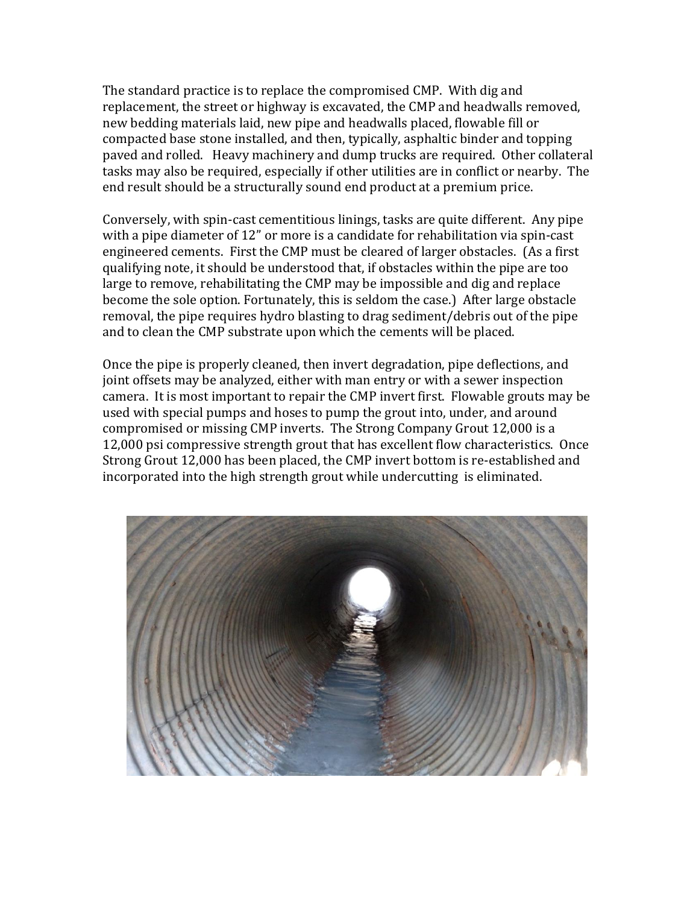The standard practice is to replace the compromised CMP. With dig and replacement, the street or highway is excavated, the CMP and headwalls removed, new bedding materials laid, new pipe and headwalls placed, flowable fill or compacted base stone installed, and then, typically, asphaltic binder and topping paved and rolled. Heavy machinery and dump trucks are required. Other collateral tasks may also be required, especially if other utilities are in conflict or nearby. The end result should be a structurally sound end product at a premium price.

Conversely, with spin-cast cementitious linings, tasks are quite different. Any pipe with a pipe diameter of 12" or more is a candidate for rehabilitation via spin-cast engineered cements. First the CMP must be cleared of larger obstacles. (As a first qualifying note, it should be understood that, if obstacles within the pipe are too large to remove, rehabilitating the CMP may be impossible and dig and replace become the sole option. Fortunately, this is seldom the case.) After large obstacle removal, the pipe requires hydro blasting to drag sediment/debris out of the pipe and to clean the CMP substrate upon which the cements will be placed.

Once the pipe is properly cleaned, then invert degradation, pipe deflections, and joint offsets may be analyzed, either with man entry or with a sewer inspection camera. It is most important to repair the CMP invert first. Flowable grouts may be used with special pumps and hoses to pump the grout into, under, and around compromised or missing CMP inverts. The Strong Company Grout 12,000 is a 12,000 psi compressive strength grout that has excellent flow characteristics. Once Strong Grout 12,000 has been placed, the CMP invert bottom is re-established and incorporated into the high strength grout while undercutting is eliminated.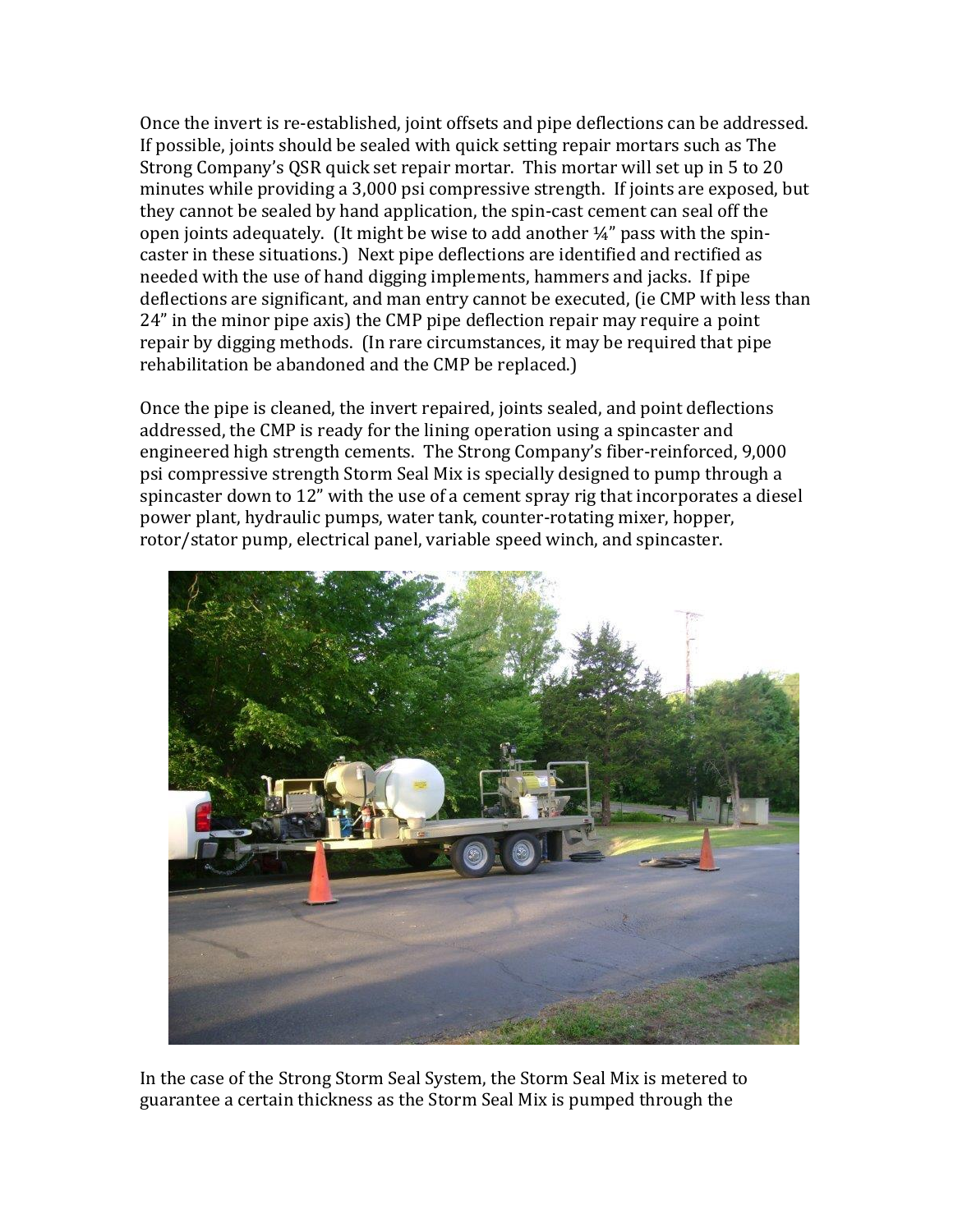Once the invert is re-established, joint offsets and pipe deflections can be addressed. If possible, joints should be sealed with quick setting repair mortars such as The Strong Company's QSR quick set repair mortar. This mortar will set up in 5 to 20 minutes while providing a 3,000 psi compressive strength. If joints are exposed, but they cannot be sealed by hand application, the spin-cast cement can seal off the open joints adequately. (It might be wise to add another ¼" pass with the spin-caster in these situations.) Next pipe deflections are identified and rectified as needed with the use of hand digging implements, hammers and jacks. If pipe deflections are significant, and man entry cannot be executed, (ie CMP with less than 24" in the minor pipe axis) the CMP pipe deflection repair may require a point repair by digging methods. (In rare circumstances, it may be required that pipe rehabilitation be abandoned and the CMP be replaced.)

Once the pipe is cleaned, the invert repaired, joints sealed, and point deflections addressed, the CMP is ready for the lining operation using a spincaster and engineered high strength cements. The Strong Company's fiber-reinforced, 9,000 psi compressive strength Storm Seal Mix is specially designed to pump through a spincaster down to 12" with the use of a cement spray rig that incorporates a diesel power plant, hydraulic pumps, water tank, counter-rotating mixer, hopper, rotor/stator pump, electrical panel, variable speed winch, and spincaster.

In the case of the Strong Storm Seal System, the Storm Seal Mix is metered to guarantee a certain thickness as the Storm Seal Mix is pumped through the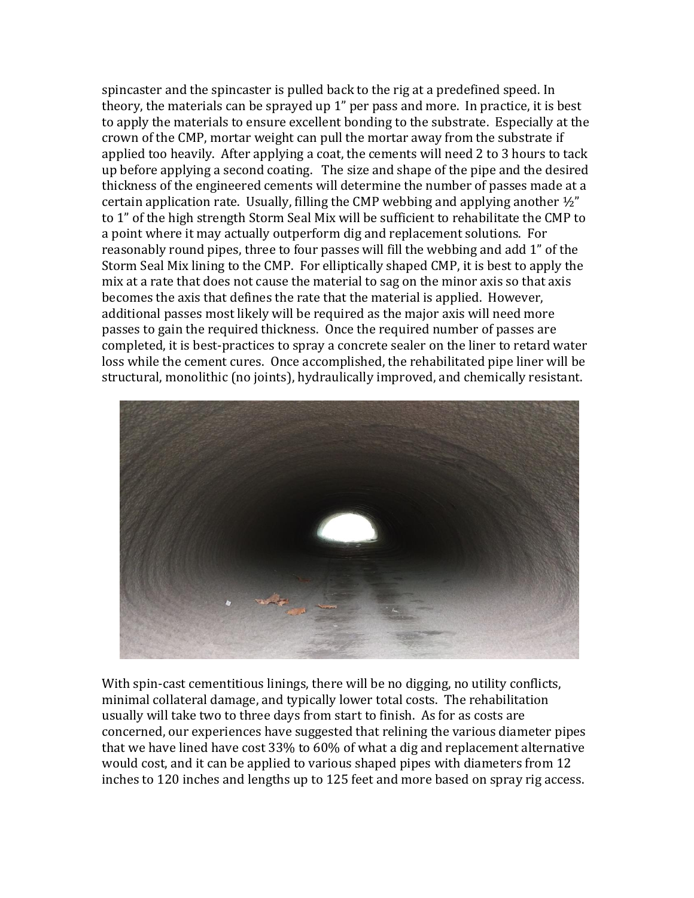spincaster and the spincaster is pulled back to the rig at a predefined speed. In theory, the materials can be sprayed up 1" per pass and more. In practice, it is best to apply the materials to ensure excellent bonding to the substrate. Especially at the crown of the CMP, mortar weight can pull the mortar away from the substrate if applied too heavily. After applying a coat, the cements will need 2 to 3 hours to tack up before applying a second coating. The size and shape of the pipe and the desired thickness of the engineered cements will determine the number of passes made at a certain application rate. Usually, filling the CMP webbing and applying another ½" to 1" of the high strength Storm Seal Mix will be sufficient to rehabilitate the CMP to a point where it may actually outperform dig and replacement solutions. For reasonably round pipes, three to four passes will fill the webbing and add 1" of the Storm Seal Mix lining to the CMP. For elliptically shaped CMP, it is best to apply the mix at a rate that does not cause the material to sag on the minor axis so that axis becomes the axis that defines the rate that the material is applied. However, additional passes most likely will be required as the major axis will need more passes to gain the required thickness. Once the required number of passes are completed, it is best-practices to spray a concrete sealer on the liner to retard water loss while the cement cures. Once accomplished, the rehabilitated pipe liner will be structural, monolithic (no joints), hydraulically improved, and chemically resistant.

With spin-cast cementitious linings, there will be no digging, no utility conflicts, minimal collateral damage, and typically lower total costs. The rehabilitation usually will take two to three days from start to finish. As for as costs are concerned, our experiences have suggested that relining the various diameter pipes that we have lined have cost 33% to 60% of what a dig and replacement alternative would cost, and it can be applied to various shaped pipes with diameters from 12 inches to 120 inches and lengths up to 125 feet and more based on spray rig access.